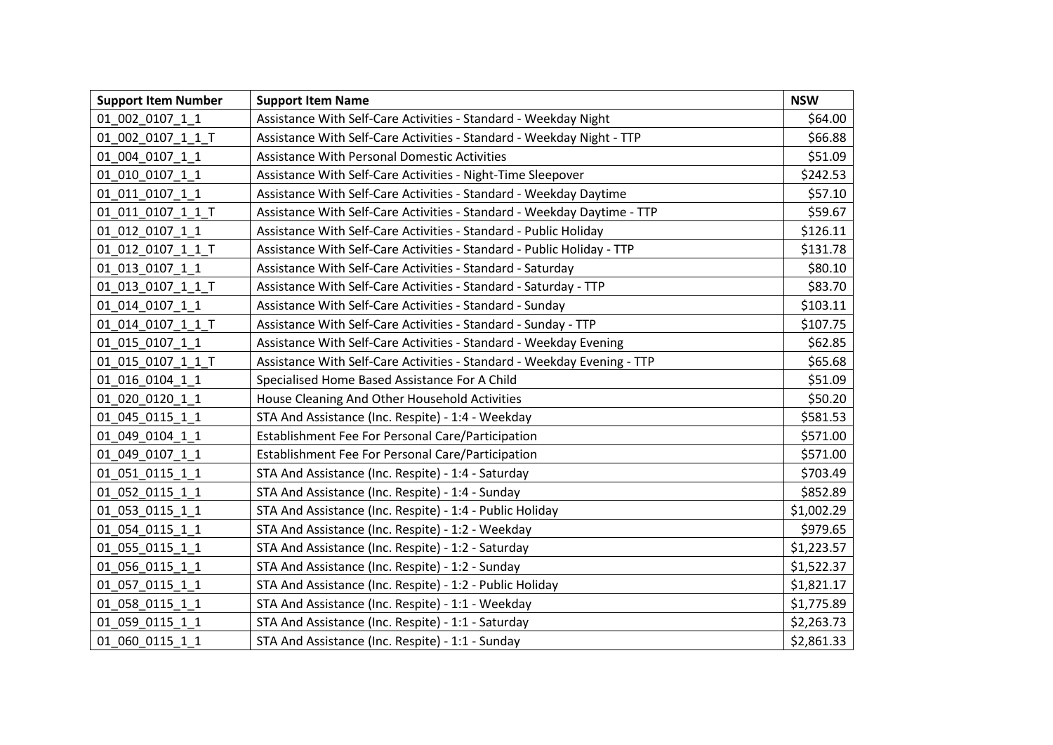| Support Item Number | Support Item Name | NSW |
|---|---|---|
| 01_002_0107_1_1 | Assistance With Self-Care Activities - Standard - Weekday Night | $64.00 |
| 01_002_0107_1_1_T | Assistance With Self-Care Activities - Standard - Weekday Night - TTP | $66.88 |
| 01_004_0107_1_1 | Assistance With Personal Domestic Activities | $51.09 |
| 01_010_0107_1_1 | Assistance With Self-Care Activities - Night-Time Sleepover | $242.53 |
| 01_011_0107_1_1 | Assistance With Self-Care Activities - Standard - Weekday Daytime | $57.10 |
| 01_011_0107_1_1_T | Assistance With Self-Care Activities - Standard - Weekday Daytime - TTP | $59.67 |
| 01_012_0107_1_1 | Assistance With Self-Care Activities - Standard - Public Holiday | $126.11 |
| 01_012_0107_1_1_T | Assistance With Self-Care Activities - Standard - Public Holiday - TTP | $131.78 |
| 01_013_0107_1_1 | Assistance With Self-Care Activities - Standard - Saturday | $80.10 |
| 01_013_0107_1_1_T | Assistance With Self-Care Activities - Standard - Saturday - TTP | $83.70 |
| 01_014_0107_1_1 | Assistance With Self-Care Activities - Standard - Sunday | $103.11 |
| 01_014_0107_1_1_T | Assistance With Self-Care Activities - Standard - Sunday - TTP | $107.75 |
| 01_015_0107_1_1 | Assistance With Self-Care Activities - Standard - Weekday Evening | $62.85 |
| 01_015_0107_1_1_T | Assistance With Self-Care Activities - Standard - Weekday Evening - TTP | $65.68 |
| 01_016_0104_1_1 | Specialised Home Based Assistance For A Child | $51.09 |
| 01_020_0120_1_1 | House Cleaning And Other Household Activities | $50.20 |
| 01_045_0115_1_1 | STA And Assistance (Inc. Respite) - 1:4 - Weekday | $581.53 |
| 01_049_0104_1_1 | Establishment Fee For Personal Care/Participation | $571.00 |
| 01_049_0107_1_1 | Establishment Fee For Personal Care/Participation | $571.00 |
| 01_051_0115_1_1 | STA And Assistance (Inc. Respite) - 1:4 - Saturday | $703.49 |
| 01_052_0115_1_1 | STA And Assistance (Inc. Respite) - 1:4 - Sunday | $852.89 |
| 01_053_0115_1_1 | STA And Assistance (Inc. Respite) - 1:4 - Public Holiday | $1,002.29 |
| 01_054_0115_1_1 | STA And Assistance (Inc. Respite) - 1:2 - Weekday | $979.65 |
| 01_055_0115_1_1 | STA And Assistance (Inc. Respite) - 1:2 - Saturday | $1,223.57 |
| 01_056_0115_1_1 | STA And Assistance (Inc. Respite) - 1:2 - Sunday | $1,522.37 |
| 01_057_0115_1_1 | STA And Assistance (Inc. Respite) - 1:2 - Public Holiday | $1,821.17 |
| 01_058_0115_1_1 | STA And Assistance (Inc. Respite) - 1:1 - Weekday | $1,775.89 |
| 01_059_0115_1_1 | STA And Assistance (Inc. Respite) - 1:1 - Saturday | $2,263.73 |
| 01_060_0115_1_1 | STA And Assistance (Inc. Respite) - 1:1 - Sunday | $2,861.33 |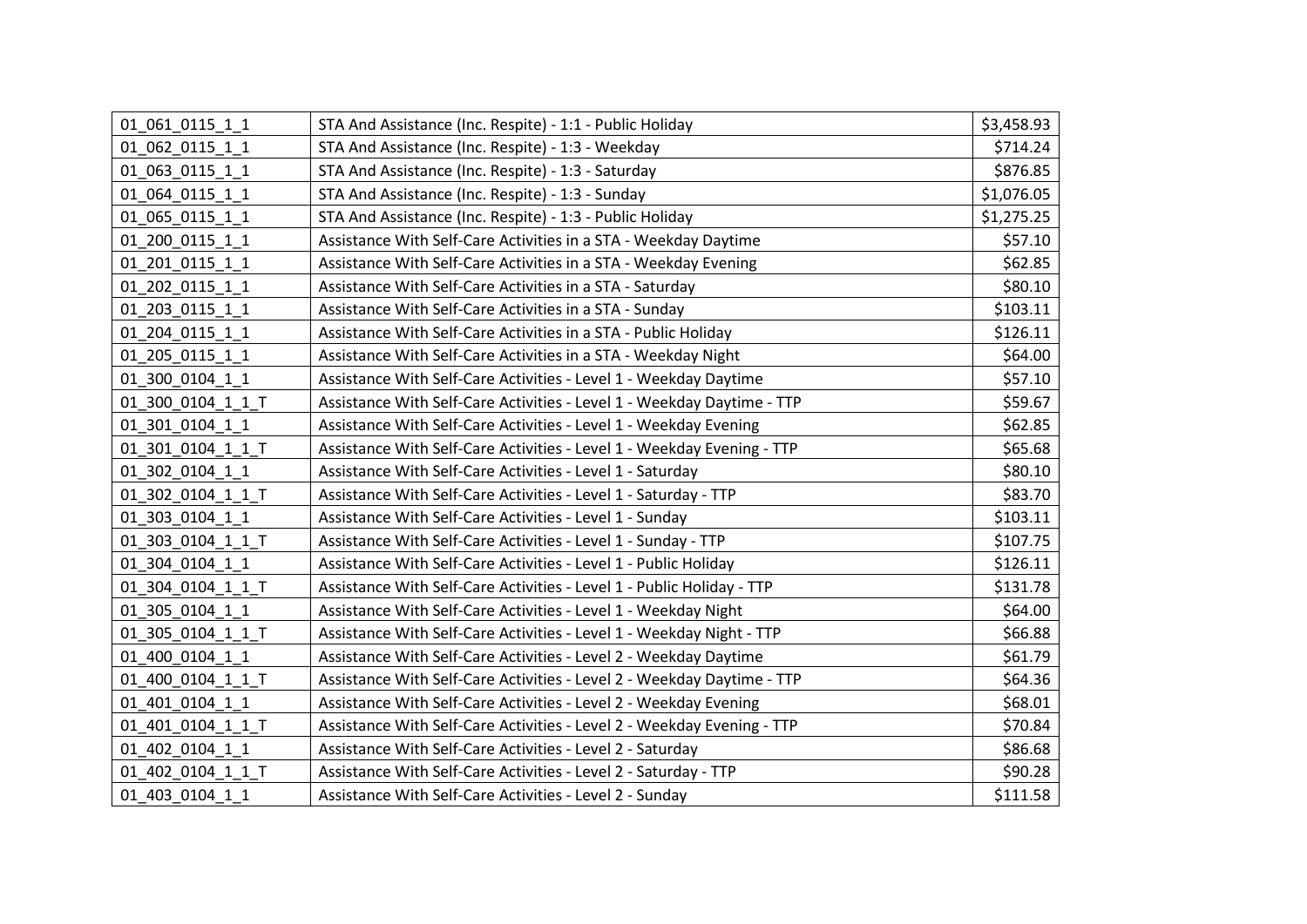| | | |
|---|---|---|
| 01_061_0115_1_1 | STA And Assistance (Inc. Respite) - 1:1 - Public Holiday | $3,458.93 |
| 01_062_0115_1_1 | STA And Assistance (Inc. Respite) - 1:3 - Weekday | $714.24 |
| 01_063_0115_1_1 | STA And Assistance (Inc. Respite) - 1:3 - Saturday | $876.85 |
| 01_064_0115_1_1 | STA And Assistance (Inc. Respite) - 1:3 - Sunday | $1,076.05 |
| 01_065_0115_1_1 | STA And Assistance (Inc. Respite) - 1:3 - Public Holiday | $1,275.25 |
| 01_200_0115_1_1 | Assistance With Self-Care Activities in a STA - Weekday Daytime | $57.10 |
| 01_201_0115_1_1 | Assistance With Self-Care Activities in a STA - Weekday Evening | $62.85 |
| 01_202_0115_1_1 | Assistance With Self-Care Activities in a STA - Saturday | $80.10 |
| 01_203_0115_1_1 | Assistance With Self-Care Activities in a STA - Sunday | $103.11 |
| 01_204_0115_1_1 | Assistance With Self-Care Activities in a STA - Public Holiday | $126.11 |
| 01_205_0115_1_1 | Assistance With Self-Care Activities in a STA - Weekday Night | $64.00 |
| 01_300_0104_1_1 | Assistance With Self-Care Activities - Level 1 - Weekday Daytime | $57.10 |
| 01_300_0104_1_1_T | Assistance With Self-Care Activities - Level 1 - Weekday Daytime - TTP | $59.67 |
| 01_301_0104_1_1 | Assistance With Self-Care Activities - Level 1 - Weekday Evening | $62.85 |
| 01_301_0104_1_1_T | Assistance With Self-Care Activities - Level 1 - Weekday Evening - TTP | $65.68 |
| 01_302_0104_1_1 | Assistance With Self-Care Activities - Level 1 - Saturday | $80.10 |
| 01_302_0104_1_1_T | Assistance With Self-Care Activities - Level 1 - Saturday - TTP | $83.70 |
| 01_303_0104_1_1 | Assistance With Self-Care Activities - Level 1 - Sunday | $103.11 |
| 01_303_0104_1_1_T | Assistance With Self-Care Activities - Level 1 - Sunday - TTP | $107.75 |
| 01_304_0104_1_1 | Assistance With Self-Care Activities - Level 1 - Public Holiday | $126.11 |
| 01_304_0104_1_1_T | Assistance With Self-Care Activities - Level 1 - Public Holiday - TTP | $131.78 |
| 01_305_0104_1_1 | Assistance With Self-Care Activities - Level 1 - Weekday Night | $64.00 |
| 01_305_0104_1_1_T | Assistance With Self-Care Activities - Level 1 - Weekday Night - TTP | $66.88 |
| 01_400_0104_1_1 | Assistance With Self-Care Activities - Level 2 - Weekday Daytime | $61.79 |
| 01_400_0104_1_1_T | Assistance With Self-Care Activities - Level 2 - Weekday Daytime - TTP | $64.36 |
| 01_401_0104_1_1 | Assistance With Self-Care Activities - Level 2 - Weekday Evening | $68.01 |
| 01_401_0104_1_1_T | Assistance With Self-Care Activities - Level 2 - Weekday Evening - TTP | $70.84 |
| 01_402_0104_1_1 | Assistance With Self-Care Activities - Level 2 - Saturday | $86.68 |
| 01_402_0104_1_1_T | Assistance With Self-Care Activities - Level 2 - Saturday - TTP | $90.28 |
| 01_403_0104_1_1 | Assistance With Self-Care Activities - Level 2 - Sunday | $111.58 |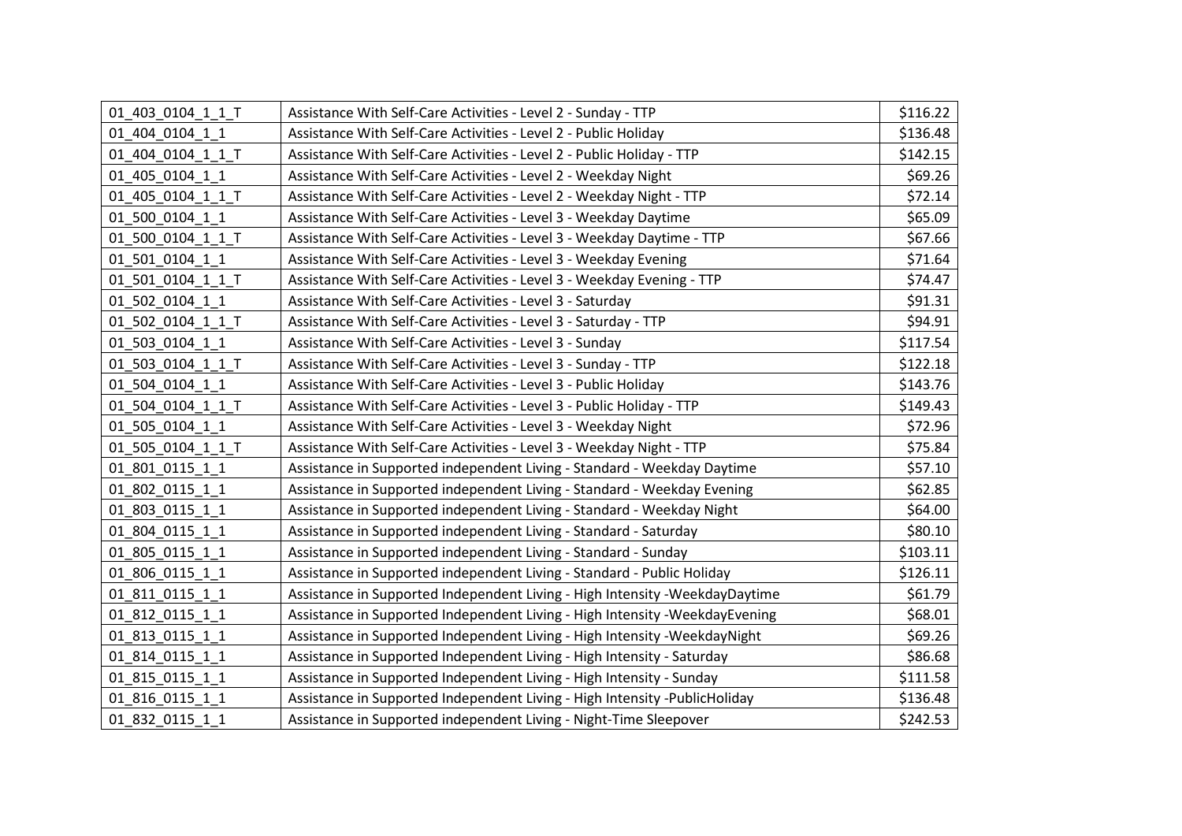| 01_403_0104_1_1_T | Assistance With Self-Care Activities - Level 2 - Sunday - TTP | $116.22 |
|---|---|---|
| 01_404_0104_1_1 | Assistance With Self-Care Activities - Level 2 - Public Holiday | $136.48 |
| 01_404_0104_1_1_T | Assistance With Self-Care Activities - Level 2 - Public Holiday - TTP | $142.15 |
| 01_405_0104_1_1 | Assistance With Self-Care Activities - Level 2 - Weekday Night | $69.26 |
| 01_405_0104_1_1_T | Assistance With Self-Care Activities - Level 2 - Weekday Night - TTP | $72.14 |
| 01_500_0104_1_1 | Assistance With Self-Care Activities - Level 3 - Weekday Daytime | $65.09 |
| 01_500_0104_1_1_T | Assistance With Self-Care Activities - Level 3 - Weekday Daytime - TTP | $67.66 |
| 01_501_0104_1_1 | Assistance With Self-Care Activities - Level 3 - Weekday Evening | $71.64 |
| 01_501_0104_1_1_T | Assistance With Self-Care Activities - Level 3 - Weekday Evening - TTP | $74.47 |
| 01_502_0104_1_1 | Assistance With Self-Care Activities - Level 3 - Saturday | $91.31 |
| 01_502_0104_1_1_T | Assistance With Self-Care Activities - Level 3 - Saturday - TTP | $94.91 |
| 01_503_0104_1_1 | Assistance With Self-Care Activities - Level 3 - Sunday | $117.54 |
| 01_503_0104_1_1_T | Assistance With Self-Care Activities - Level 3 - Sunday - TTP | $122.18 |
| 01_504_0104_1_1 | Assistance With Self-Care Activities - Level 3 - Public Holiday | $143.76 |
| 01_504_0104_1_1_T | Assistance With Self-Care Activities - Level 3 - Public Holiday - TTP | $149.43 |
| 01_505_0104_1_1 | Assistance With Self-Care Activities - Level 3 - Weekday Night | $72.96 |
| 01_505_0104_1_1_T | Assistance With Self-Care Activities - Level 3 - Weekday Night - TTP | $75.84 |
| 01_801_0115_1_1 | Assistance in Supported independent Living - Standard - Weekday Daytime | $57.10 |
| 01_802_0115_1_1 | Assistance in Supported independent Living - Standard - Weekday Evening | $62.85 |
| 01_803_0115_1_1 | Assistance in Supported independent Living - Standard - Weekday Night | $64.00 |
| 01_804_0115_1_1 | Assistance in Supported independent Living - Standard - Saturday | $80.10 |
| 01_805_0115_1_1 | Assistance in Supported independent Living - Standard - Sunday | $103.11 |
| 01_806_0115_1_1 | Assistance in Supported independent Living - Standard - Public Holiday | $126.11 |
| 01_811_0115_1_1 | Assistance in Supported Independent Living - High Intensity -WeekdayDaytime | $61.79 |
| 01_812_0115_1_1 | Assistance in Supported Independent Living - High Intensity -WeekdayEvening | $68.01 |
| 01_813_0115_1_1 | Assistance in Supported Independent Living - High Intensity -WeekdayNight | $69.26 |
| 01_814_0115_1_1 | Assistance in Supported Independent Living - High Intensity - Saturday | $86.68 |
| 01_815_0115_1_1 | Assistance in Supported Independent Living - High Intensity - Sunday | $111.58 |
| 01_816_0115_1_1 | Assistance in Supported Independent Living - High Intensity -PublicHoliday | $136.48 |
| 01_832_0115_1_1 | Assistance in Supported independent Living - Night-Time Sleepover | $242.53 |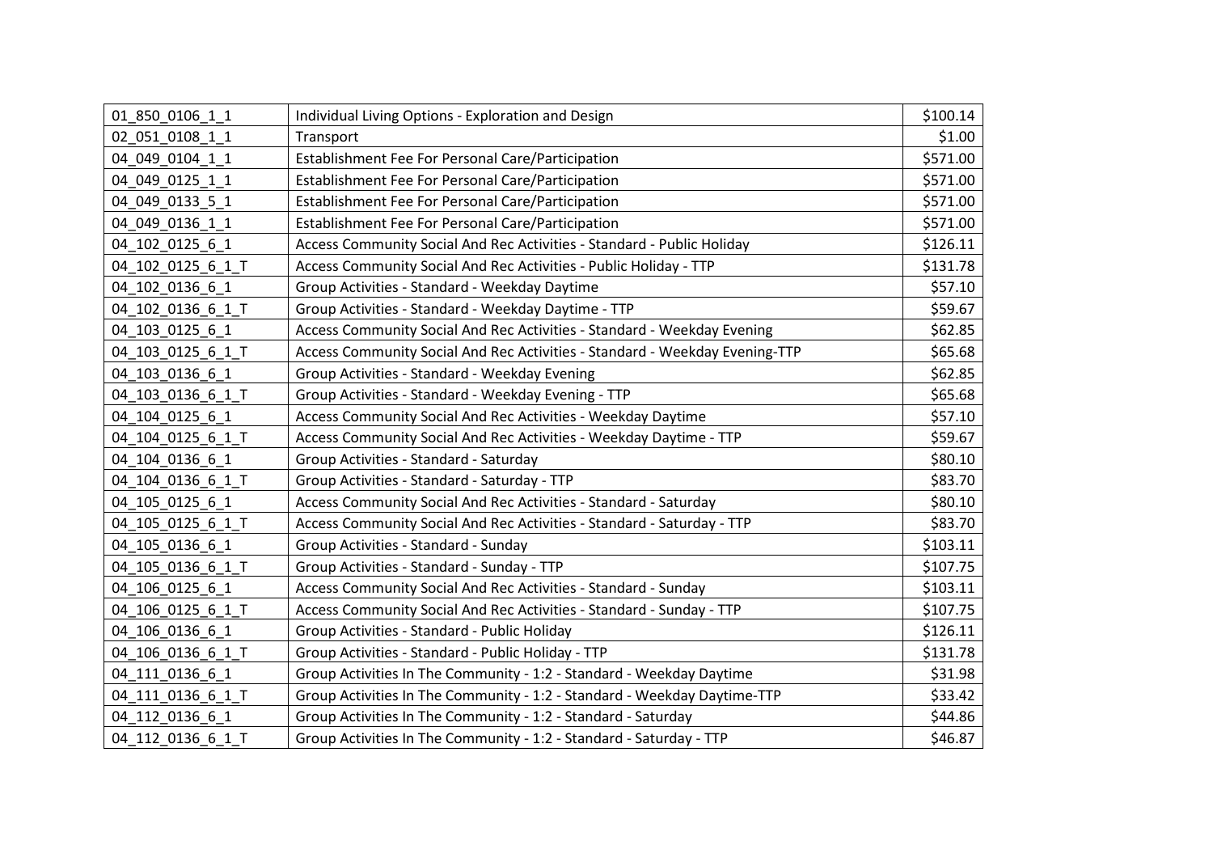| | | |
|---|---|---|
| 01_850_0106_1_1 | Individual Living Options - Exploration and Design | $100.14 |
| 02_051_0108_1_1 | Transport | $1.00 |
| 04_049_0104_1_1 | Establishment Fee For Personal Care/Participation | $571.00 |
| 04_049_0125_1_1 | Establishment Fee For Personal Care/Participation | $571.00 |
| 04_049_0133_5_1 | Establishment Fee For Personal Care/Participation | $571.00 |
| 04_049_0136_1_1 | Establishment Fee For Personal Care/Participation | $571.00 |
| 04_102_0125_6_1 | Access Community Social And Rec Activities - Standard - Public Holiday | $126.11 |
| 04_102_0125_6_1_T | Access Community Social And Rec Activities - Public Holiday - TTP | $131.78 |
| 04_102_0136_6_1 | Group Activities - Standard - Weekday Daytime | $57.10 |
| 04_102_0136_6_1_T | Group Activities - Standard - Weekday Daytime - TTP | $59.67 |
| 04_103_0125_6_1 | Access Community Social And Rec Activities - Standard - Weekday Evening | $62.85 |
| 04_103_0125_6_1_T | Access Community Social And Rec Activities - Standard - Weekday Evening-TTP | $65.68 |
| 04_103_0136_6_1 | Group Activities - Standard - Weekday Evening | $62.85 |
| 04_103_0136_6_1_T | Group Activities - Standard - Weekday Evening - TTP | $65.68 |
| 04_104_0125_6_1 | Access Community Social And Rec Activities - Weekday Daytime | $57.10 |
| 04_104_0125_6_1_T | Access Community Social And Rec Activities - Weekday Daytime - TTP | $59.67 |
| 04_104_0136_6_1 | Group Activities - Standard - Saturday | $80.10 |
| 04_104_0136_6_1_T | Group Activities - Standard - Saturday - TTP | $83.70 |
| 04_105_0125_6_1 | Access Community Social And Rec Activities - Standard - Saturday | $80.10 |
| 04_105_0125_6_1_T | Access Community Social And Rec Activities - Standard - Saturday - TTP | $83.70 |
| 04_105_0136_6_1 | Group Activities - Standard - Sunday | $103.11 |
| 04_105_0136_6_1_T | Group Activities - Standard - Sunday - TTP | $107.75 |
| 04_106_0125_6_1 | Access Community Social And Rec Activities - Standard - Sunday | $103.11 |
| 04_106_0125_6_1_T | Access Community Social And Rec Activities - Standard - Sunday - TTP | $107.75 |
| 04_106_0136_6_1 | Group Activities - Standard - Public Holiday | $126.11 |
| 04_106_0136_6_1_T | Group Activities - Standard - Public Holiday - TTP | $131.78 |
| 04_111_0136_6_1 | Group Activities In The Community - 1:2 - Standard - Weekday Daytime | $31.98 |
| 04_111_0136_6_1_T | Group Activities In The Community - 1:2 - Standard - Weekday Daytime-TTP | $33.42 |
| 04_112_0136_6_1 | Group Activities In The Community - 1:2 - Standard - Saturday | $44.86 |
| 04_112_0136_6_1_T | Group Activities In The Community - 1:2 - Standard - Saturday - TTP | $46.87 |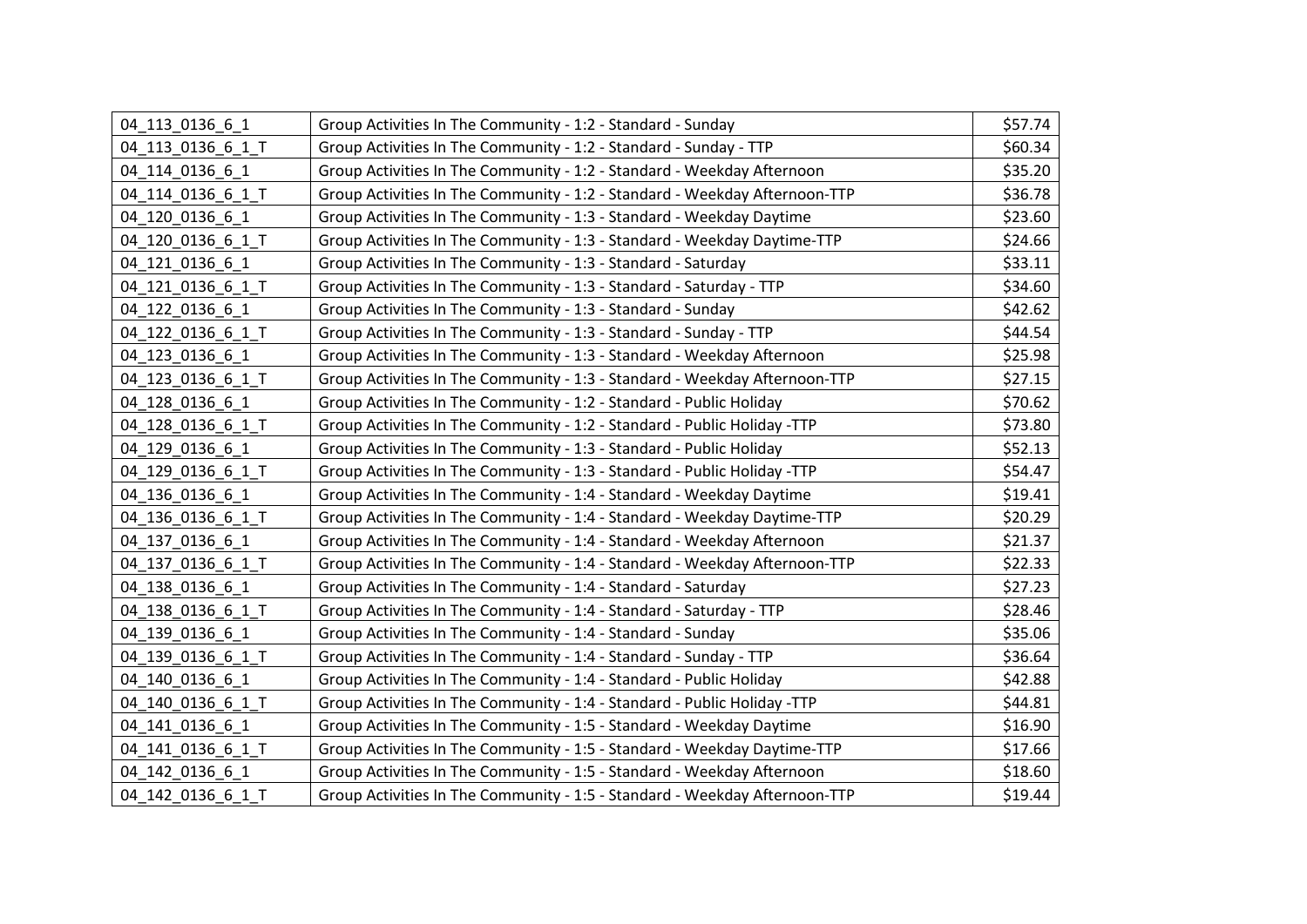| | | |
|---|---|---|
| 04_113_0136_6_1 | Group Activities In The Community - 1:2 - Standard - Sunday | $57.74 |
| 04_113_0136_6_1_T | Group Activities In The Community - 1:2 - Standard - Sunday - TTP | $60.34 |
| 04_114_0136_6_1 | Group Activities In The Community - 1:2 - Standard - Weekday Afternoon | $35.20 |
| 04_114_0136_6_1_T | Group Activities In The Community - 1:2 - Standard - Weekday Afternoon-TTP | $36.78 |
| 04_120_0136_6_1 | Group Activities In The Community - 1:3 - Standard - Weekday Daytime | $23.60 |
| 04_120_0136_6_1_T | Group Activities In The Community - 1:3 - Standard - Weekday Daytime-TTP | $24.66 |
| 04_121_0136_6_1 | Group Activities In The Community - 1:3 - Standard - Saturday | $33.11 |
| 04_121_0136_6_1_T | Group Activities In The Community - 1:3 - Standard - Saturday - TTP | $34.60 |
| 04_122_0136_6_1 | Group Activities In The Community - 1:3 - Standard - Sunday | $42.62 |
| 04_122_0136_6_1_T | Group Activities In The Community - 1:3 - Standard - Sunday - TTP | $44.54 |
| 04_123_0136_6_1 | Group Activities In The Community - 1:3 - Standard - Weekday Afternoon | $25.98 |
| 04_123_0136_6_1_T | Group Activities In The Community - 1:3 - Standard - Weekday Afternoon-TTP | $27.15 |
| 04_128_0136_6_1 | Group Activities In The Community - 1:2 - Standard - Public Holiday | $70.62 |
| 04_128_0136_6_1_T | Group Activities In The Community - 1:2 - Standard - Public Holiday -TTP | $73.80 |
| 04_129_0136_6_1 | Group Activities In The Community - 1:3 - Standard - Public Holiday | $52.13 |
| 04_129_0136_6_1_T | Group Activities In The Community - 1:3 - Standard - Public Holiday -TTP | $54.47 |
| 04_136_0136_6_1 | Group Activities In The Community - 1:4 - Standard - Weekday Daytime | $19.41 |
| 04_136_0136_6_1_T | Group Activities In The Community - 1:4 - Standard - Weekday Daytime-TTP | $20.29 |
| 04_137_0136_6_1 | Group Activities In The Community - 1:4 - Standard - Weekday Afternoon | $21.37 |
| 04_137_0136_6_1_T | Group Activities In The Community - 1:4 - Standard - Weekday Afternoon-TTP | $22.33 |
| 04_138_0136_6_1 | Group Activities In The Community - 1:4 - Standard - Saturday | $27.23 |
| 04_138_0136_6_1_T | Group Activities In The Community - 1:4 - Standard - Saturday - TTP | $28.46 |
| 04_139_0136_6_1 | Group Activities In The Community - 1:4 - Standard - Sunday | $35.06 |
| 04_139_0136_6_1_T | Group Activities In The Community - 1:4 - Standard - Sunday - TTP | $36.64 |
| 04_140_0136_6_1 | Group Activities In The Community - 1:4 - Standard - Public Holiday | $42.88 |
| 04_140_0136_6_1_T | Group Activities In The Community - 1:4 - Standard - Public Holiday -TTP | $44.81 |
| 04_141_0136_6_1 | Group Activities In The Community - 1:5 - Standard - Weekday Daytime | $16.90 |
| 04_141_0136_6_1_T | Group Activities In The Community - 1:5 - Standard - Weekday Daytime-TTP | $17.66 |
| 04_142_0136_6_1 | Group Activities In The Community - 1:5 - Standard - Weekday Afternoon | $18.60 |
| 04_142_0136_6_1_T | Group Activities In The Community - 1:5 - Standard - Weekday Afternoon-TTP | $19.44 |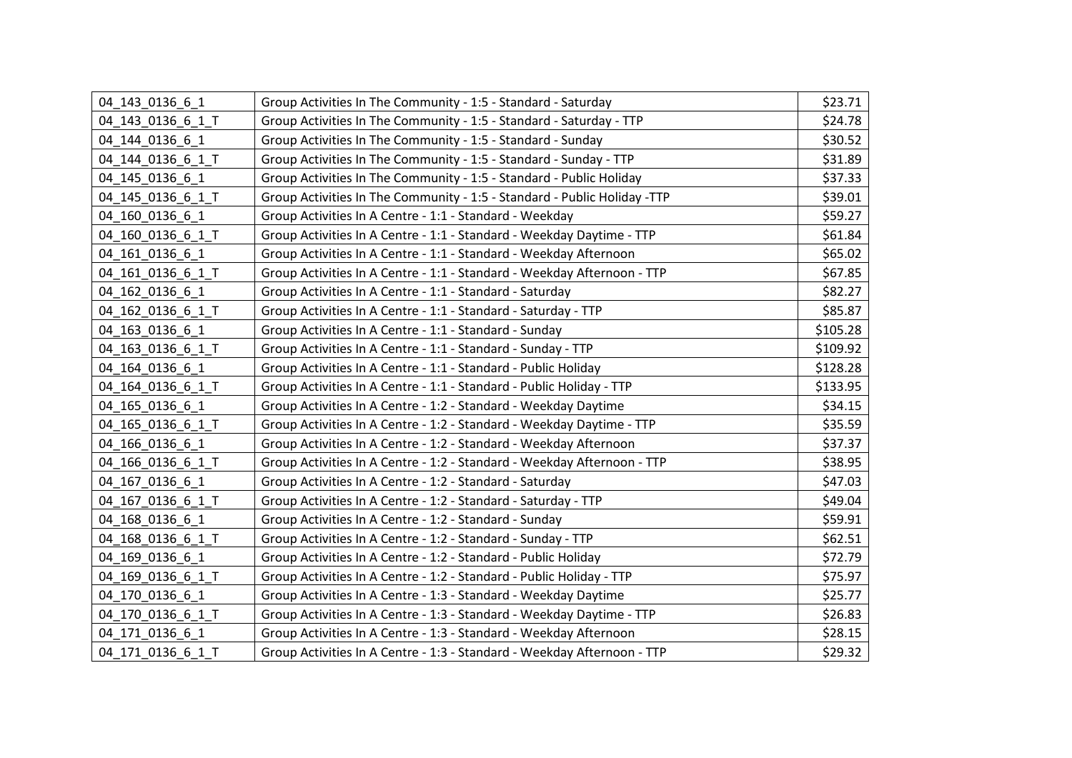| 04_143_0136_6_1 | Group Activities In The Community - 1:5 - Standard - Saturday | $23.71 |
|---|---|---|
| 04_143_0136_6_1_T | Group Activities In The Community - 1:5 - Standard - Saturday - TTP | $24.78 |
| 04_144_0136_6_1 | Group Activities In The Community - 1:5 - Standard - Sunday | $30.52 |
| 04_144_0136_6_1_T | Group Activities In The Community - 1:5 - Standard - Sunday - TTP | $31.89 |
| 04_145_0136_6_1 | Group Activities In The Community - 1:5 - Standard - Public Holiday | $37.33 |
| 04_145_0136_6_1_T | Group Activities In The Community - 1:5 - Standard - Public Holiday -TTP | $39.01 |
| 04_160_0136_6_1 | Group Activities In A Centre - 1:1 - Standard - Weekday | $59.27 |
| 04_160_0136_6_1_T | Group Activities In A Centre - 1:1 - Standard - Weekday Daytime - TTP | $61.84 |
| 04_161_0136_6_1 | Group Activities In A Centre - 1:1 - Standard - Weekday Afternoon | $65.02 |
| 04_161_0136_6_1_T | Group Activities In A Centre - 1:1 - Standard - Weekday Afternoon - TTP | $67.85 |
| 04_162_0136_6_1 | Group Activities In A Centre - 1:1 - Standard - Saturday | $82.27 |
| 04_162_0136_6_1_T | Group Activities In A Centre - 1:1 - Standard - Saturday - TTP | $85.87 |
| 04_163_0136_6_1 | Group Activities In A Centre - 1:1 - Standard - Sunday | $105.28 |
| 04_163_0136_6_1_T | Group Activities In A Centre - 1:1 - Standard - Sunday - TTP | $109.92 |
| 04_164_0136_6_1 | Group Activities In A Centre - 1:1 - Standard - Public Holiday | $128.28 |
| 04_164_0136_6_1_T | Group Activities In A Centre - 1:1 - Standard - Public Holiday - TTP | $133.95 |
| 04_165_0136_6_1 | Group Activities In A Centre - 1:2 - Standard - Weekday Daytime | $34.15 |
| 04_165_0136_6_1_T | Group Activities In A Centre - 1:2 - Standard - Weekday Daytime - TTP | $35.59 |
| 04_166_0136_6_1 | Group Activities In A Centre - 1:2 - Standard - Weekday Afternoon | $37.37 |
| 04_166_0136_6_1_T | Group Activities In A Centre - 1:2 - Standard - Weekday Afternoon - TTP | $38.95 |
| 04_167_0136_6_1 | Group Activities In A Centre - 1:2 - Standard - Saturday | $47.03 |
| 04_167_0136_6_1_T | Group Activities In A Centre - 1:2 - Standard - Saturday - TTP | $49.04 |
| 04_168_0136_6_1 | Group Activities In A Centre - 1:2 - Standard - Sunday | $59.91 |
| 04_168_0136_6_1_T | Group Activities In A Centre - 1:2 - Standard - Sunday - TTP | $62.51 |
| 04_169_0136_6_1 | Group Activities In A Centre - 1:2 - Standard - Public Holiday | $72.79 |
| 04_169_0136_6_1_T | Group Activities In A Centre - 1:2 - Standard - Public Holiday - TTP | $75.97 |
| 04_170_0136_6_1 | Group Activities In A Centre - 1:3 - Standard - Weekday Daytime | $25.77 |
| 04_170_0136_6_1_T | Group Activities In A Centre - 1:3 - Standard - Weekday Daytime - TTP | $26.83 |
| 04_171_0136_6_1 | Group Activities In A Centre - 1:3 - Standard - Weekday Afternoon | $28.15 |
| 04_171_0136_6_1_T | Group Activities In A Centre - 1:3 - Standard - Weekday Afternoon - TTP | $29.32 |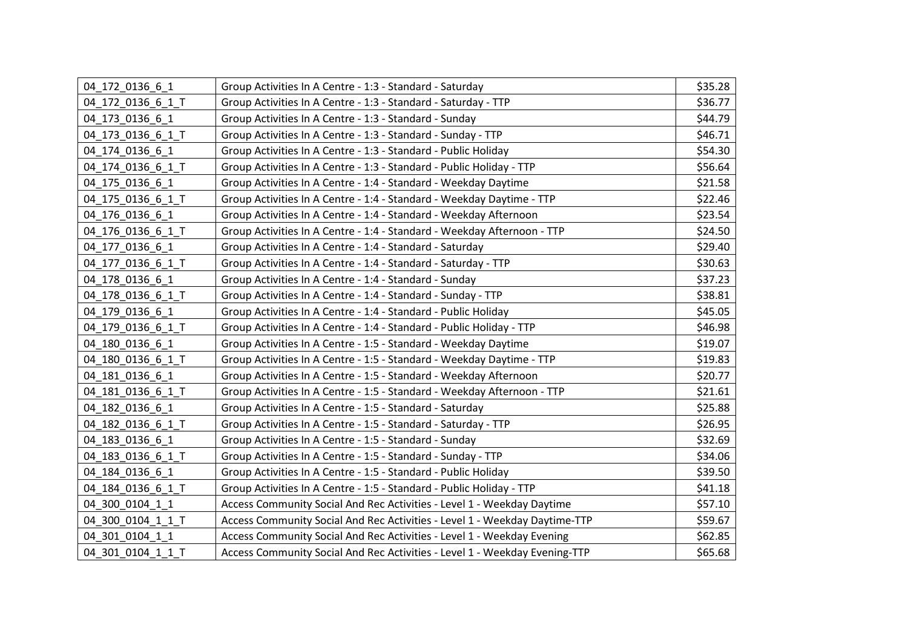| 04_172_0136_6_1 | Group Activities In A Centre - 1:3 - Standard - Saturday | $35.28 |
|---|---|---|
| 04_172_0136_6_1_T | Group Activities In A Centre - 1:3 - Standard - Saturday - TTP | $36.77 |
| 04_173_0136_6_1 | Group Activities In A Centre - 1:3 - Standard - Sunday | $44.79 |
| 04_173_0136_6_1_T | Group Activities In A Centre - 1:3 - Standard - Sunday - TTP | $46.71 |
| 04_174_0136_6_1 | Group Activities In A Centre - 1:3 - Standard - Public Holiday | $54.30 |
| 04_174_0136_6_1_T | Group Activities In A Centre - 1:3 - Standard - Public Holiday - TTP | $56.64 |
| 04_175_0136_6_1 | Group Activities In A Centre - 1:4 - Standard - Weekday Daytime | $21.58 |
| 04_175_0136_6_1_T | Group Activities In A Centre - 1:4 - Standard - Weekday Daytime - TTP | $22.46 |
| 04_176_0136_6_1 | Group Activities In A Centre - 1:4 - Standard - Weekday Afternoon | $23.54 |
| 04_176_0136_6_1_T | Group Activities In A Centre - 1:4 - Standard - Weekday Afternoon - TTP | $24.50 |
| 04_177_0136_6_1 | Group Activities In A Centre - 1:4 - Standard - Saturday | $29.40 |
| 04_177_0136_6_1_T | Group Activities In A Centre - 1:4 - Standard - Saturday - TTP | $30.63 |
| 04_178_0136_6_1 | Group Activities In A Centre - 1:4 - Standard - Sunday | $37.23 |
| 04_178_0136_6_1_T | Group Activities In A Centre - 1:4 - Standard - Sunday - TTP | $38.81 |
| 04_179_0136_6_1 | Group Activities In A Centre - 1:4 - Standard - Public Holiday | $45.05 |
| 04_179_0136_6_1_T | Group Activities In A Centre - 1:4 - Standard - Public Holiday - TTP | $46.98 |
| 04_180_0136_6_1 | Group Activities In A Centre - 1:5 - Standard - Weekday Daytime | $19.07 |
| 04_180_0136_6_1_T | Group Activities In A Centre - 1:5 - Standard - Weekday Daytime - TTP | $19.83 |
| 04_181_0136_6_1 | Group Activities In A Centre - 1:5 - Standard - Weekday Afternoon | $20.77 |
| 04_181_0136_6_1_T | Group Activities In A Centre - 1:5 - Standard - Weekday Afternoon - TTP | $21.61 |
| 04_182_0136_6_1 | Group Activities In A Centre - 1:5 - Standard - Saturday | $25.88 |
| 04_182_0136_6_1_T | Group Activities In A Centre - 1:5 - Standard - Saturday - TTP | $26.95 |
| 04_183_0136_6_1 | Group Activities In A Centre - 1:5 - Standard - Sunday | $32.69 |
| 04_183_0136_6_1_T | Group Activities In A Centre - 1:5 - Standard - Sunday - TTP | $34.06 |
| 04_184_0136_6_1 | Group Activities In A Centre - 1:5 - Standard - Public Holiday | $39.50 |
| 04_184_0136_6_1_T | Group Activities In A Centre - 1:5 - Standard - Public Holiday - TTP | $41.18 |
| 04_300_0104_1_1 | Access Community Social And Rec Activities - Level 1 - Weekday Daytime | $57.10 |
| 04_300_0104_1_1_T | Access Community Social And Rec Activities - Level 1 - Weekday Daytime-TTP | $59.67 |
| 04_301_0104_1_1 | Access Community Social And Rec Activities - Level 1 - Weekday Evening | $62.85 |
| 04_301_0104_1_1_T | Access Community Social And Rec Activities - Level 1 - Weekday Evening-TTP | $65.68 |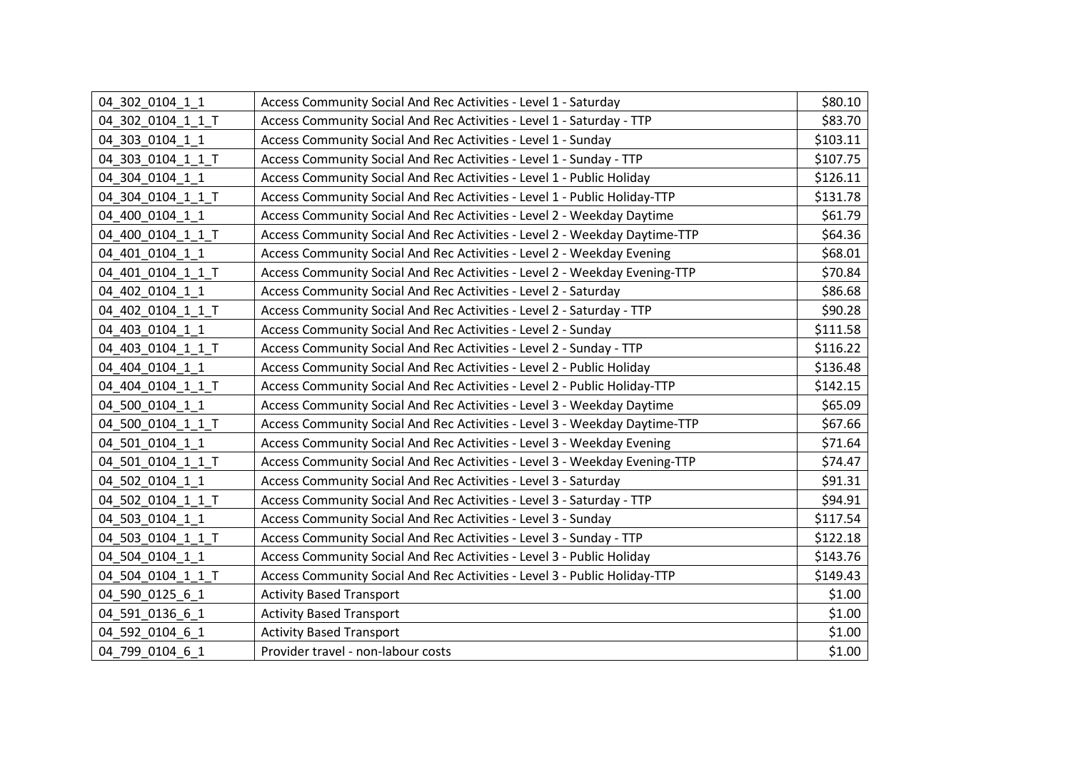| 04_302_0104_1_1 | Access Community Social And Rec Activities - Level 1 - Saturday | $80.10 |
|---|---|---|
| 04_302_0104_1_1_T | Access Community Social And Rec Activities - Level 1 - Saturday - TTP | $83.70 |
| 04_303_0104_1_1 | Access Community Social And Rec Activities - Level 1 - Sunday | $103.11 |
| 04_303_0104_1_1_T | Access Community Social And Rec Activities - Level 1 - Sunday - TTP | $107.75 |
| 04_304_0104_1_1 | Access Community Social And Rec Activities - Level 1 - Public Holiday | $126.11 |
| 04_304_0104_1_1_T | Access Community Social And Rec Activities - Level 1 - Public Holiday-TTP | $131.78 |
| 04_400_0104_1_1 | Access Community Social And Rec Activities - Level 2 - Weekday Daytime | $61.79 |
| 04_400_0104_1_1_T | Access Community Social And Rec Activities - Level 2 - Weekday Daytime-TTP | $64.36 |
| 04_401_0104_1_1 | Access Community Social And Rec Activities - Level 2 - Weekday Evening | $68.01 |
| 04_401_0104_1_1_T | Access Community Social And Rec Activities - Level 2 - Weekday Evening-TTP | $70.84 |
| 04_402_0104_1_1 | Access Community Social And Rec Activities - Level 2 - Saturday | $86.68 |
| 04_402_0104_1_1_T | Access Community Social And Rec Activities - Level 2 - Saturday - TTP | $90.28 |
| 04_403_0104_1_1 | Access Community Social And Rec Activities - Level 2 - Sunday | $111.58 |
| 04_403_0104_1_1_T | Access Community Social And Rec Activities - Level 2 - Sunday - TTP | $116.22 |
| 04_404_0104_1_1 | Access Community Social And Rec Activities - Level 2 - Public Holiday | $136.48 |
| 04_404_0104_1_1_T | Access Community Social And Rec Activities - Level 2 - Public Holiday-TTP | $142.15 |
| 04_500_0104_1_1 | Access Community Social And Rec Activities - Level 3 - Weekday Daytime | $65.09 |
| 04_500_0104_1_1_T | Access Community Social And Rec Activities - Level 3 - Weekday Daytime-TTP | $67.66 |
| 04_501_0104_1_1 | Access Community Social And Rec Activities - Level 3 - Weekday Evening | $71.64 |
| 04_501_0104_1_1_T | Access Community Social And Rec Activities - Level 3 - Weekday Evening-TTP | $74.47 |
| 04_502_0104_1_1 | Access Community Social And Rec Activities - Level 3 - Saturday | $91.31 |
| 04_502_0104_1_1_T | Access Community Social And Rec Activities - Level 3 - Saturday - TTP | $94.91 |
| 04_503_0104_1_1 | Access Community Social And Rec Activities - Level 3 - Sunday | $117.54 |
| 04_503_0104_1_1_T | Access Community Social And Rec Activities - Level 3 - Sunday - TTP | $122.18 |
| 04_504_0104_1_1 | Access Community Social And Rec Activities - Level 3 - Public Holiday | $143.76 |
| 04_504_0104_1_1_T | Access Community Social And Rec Activities - Level 3 - Public Holiday-TTP | $149.43 |
| 04_590_0125_6_1 | Activity Based Transport | $1.00 |
| 04_591_0136_6_1 | Activity Based Transport | $1.00 |
| 04_592_0104_6_1 | Activity Based Transport | $1.00 |
| 04_799_0104_6_1 | Provider travel - non-labour costs | $1.00 |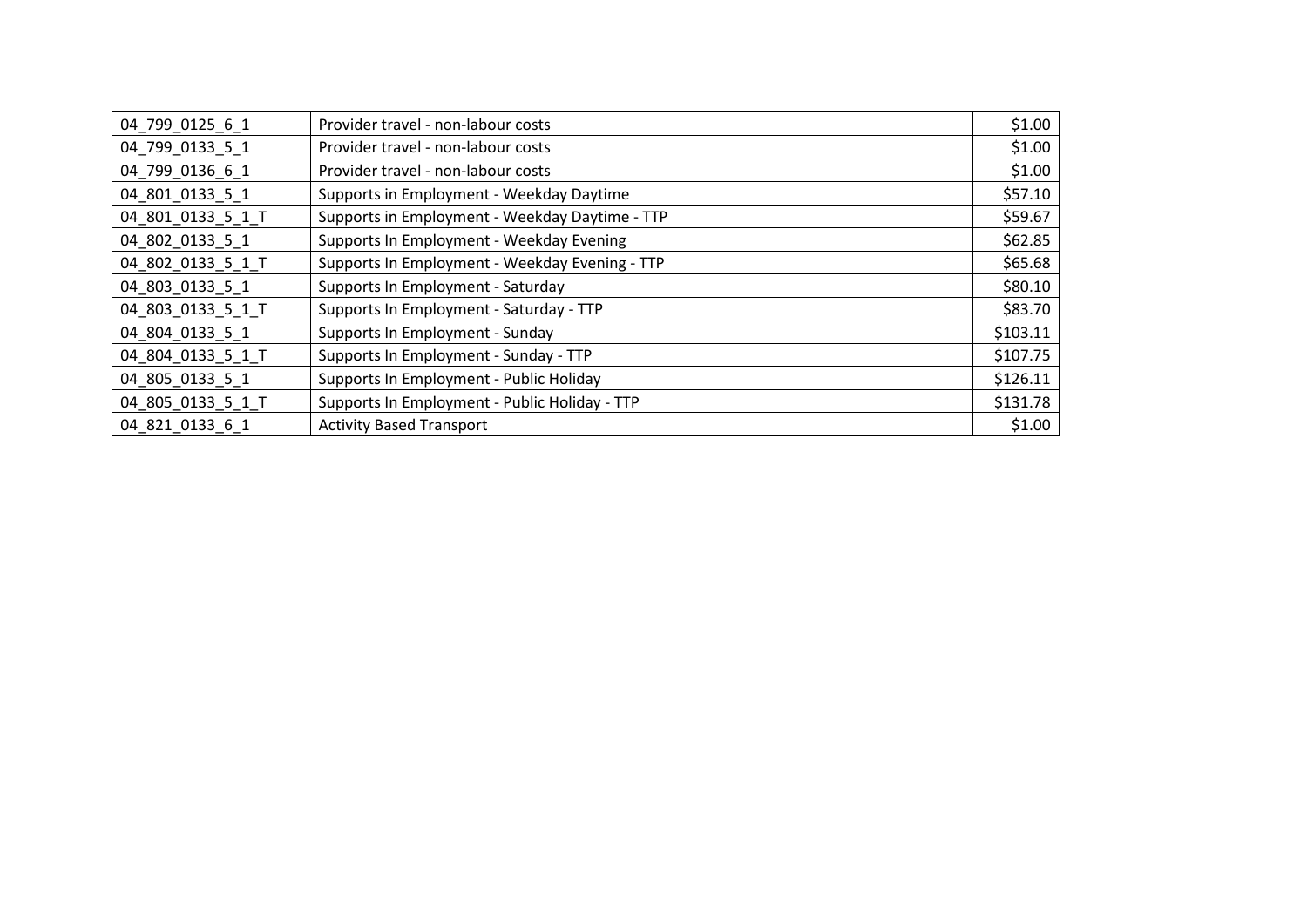| | | |
|---|---|---|
| 04_799_0125_6_1 | Provider travel - non-labour costs | $1.00 |
| 04_799_0133_5_1 | Provider travel - non-labour costs | $1.00 |
| 04_799_0136_6_1 | Provider travel - non-labour costs | $1.00 |
| 04_801_0133_5_1 | Supports in Employment - Weekday Daytime | $57.10 |
| 04_801_0133_5_1_T | Supports in Employment - Weekday Daytime - TTP | $59.67 |
| 04_802_0133_5_1 | Supports In Employment - Weekday Evening | $62.85 |
| 04_802_0133_5_1_T | Supports In Employment - Weekday Evening - TTP | $65.68 |
| 04_803_0133_5_1 | Supports In Employment - Saturday | $80.10 |
| 04_803_0133_5_1_T | Supports In Employment - Saturday - TTP | $83.70 |
| 04_804_0133_5_1 | Supports In Employment - Sunday | $103.11 |
| 04_804_0133_5_1_T | Supports In Employment - Sunday - TTP | $107.75 |
| 04_805_0133_5_1 | Supports In Employment - Public Holiday | $126.11 |
| 04_805_0133_5_1_T | Supports In Employment - Public Holiday - TTP | $131.78 |
| 04_821_0133_6_1 | Activity Based Transport | $1.00 |